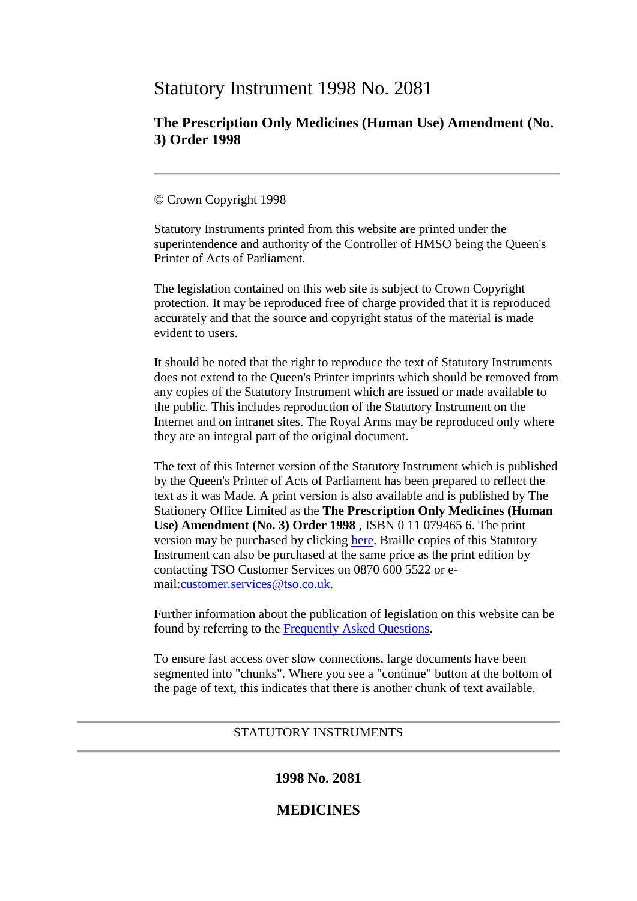# Statutory Instrument 1998 No. 2081

## The Prescription Only Medicines (Human Use) Amendment (No. 3) Order 1998

---

© Crown Copyright 1998

Statutory Instruments printed from this website are printed under the superintendence and authority of the Controller of HMSO being the Queen's Printer of Acts of Parliament.

The legislation contained on this web site is subject to Crown Copyright protection. It may be reproduced free of charge provided that it is reproduced accurately and that the source and copyright status of the material is made evident to users.

It should be noted that the right to reproduce the text of Statutory Instruments does not extend to the Queen's Printer imprints which should be removed from any copies of the Statutory Instrument which are issued or made available to the public. This includes reproduction of the Statutory Instrument on the Internet and on intranet sites. The Royal Arms may be reproduced only where they are an integral part of the original document.

The text of this Internet version of the Statutory Instrument which is published by the Queen's Printer of Acts of Parliament has been prepared to reflect the text as it was Made. A print version is also available and is published by The Stationery Office Limited as the **The Prescription Only Medicines (Human Use) Amendment (No. 3) Order 1998** , ISBN 0 11 079465 6. The print version may be purchased by clicking here. Braille copies of this Statutory Instrument can also be purchased at the same price as the print edition by contacting TSO Customer Services on 0870 600 5522 or e-mail:customer.services@tso.co.uk.

Further information about the publication of legislation on this website can be found by referring to the Frequently Asked Questions.

To ensure fast access over slow connections, large documents have been segmented into "chunks". Where you see a "continue" button at the bottom of the page of text, this indicates that there is another chunk of text available.

---

STATUTORY INSTRUMENTS

---

**1998 No. 2081**

**MEDICINES**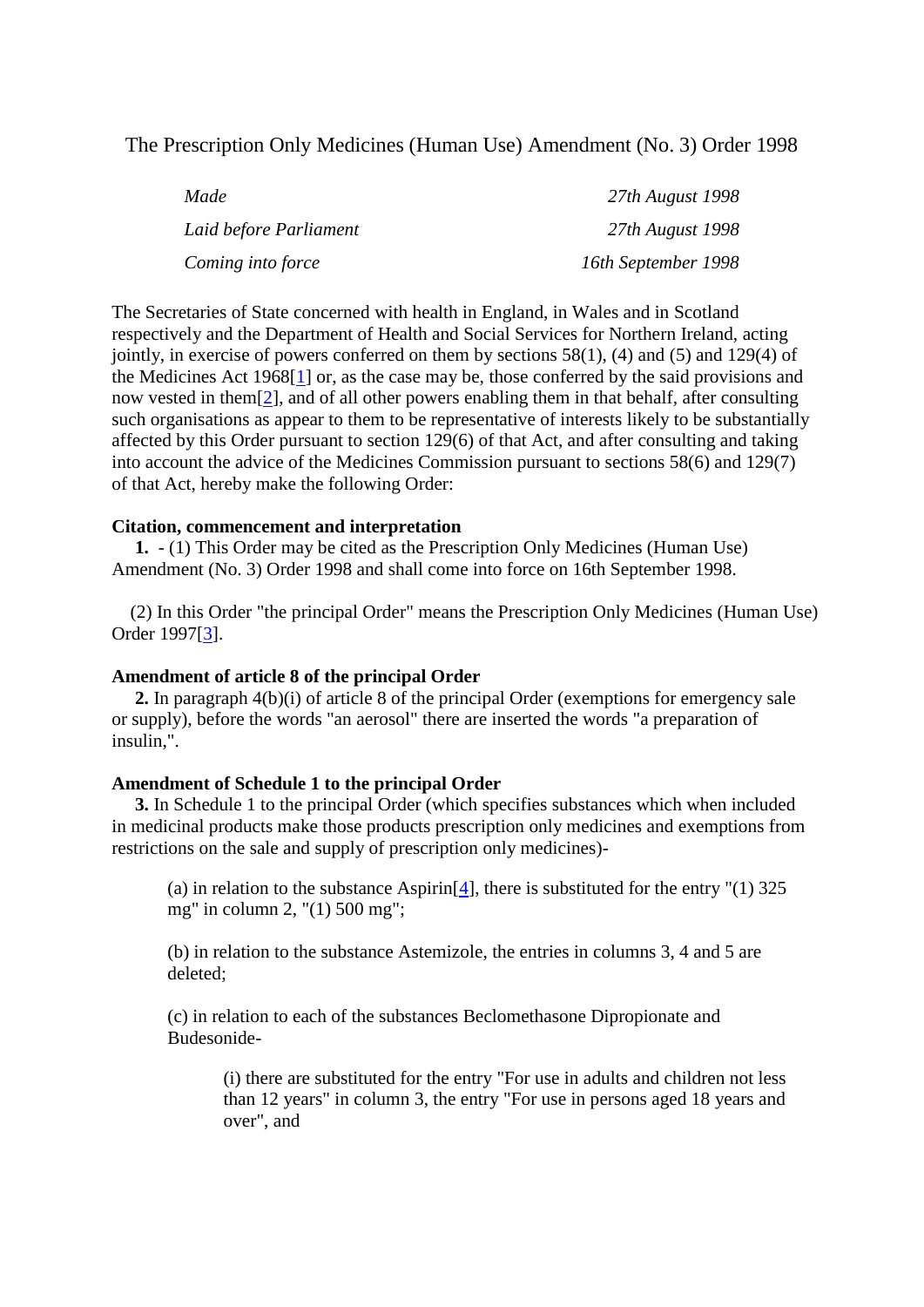# The Prescription Only Medicines (Human Use) Amendment (No. 3) Order 1998

| | |
|---|---|
| *Made* | *27th August 1998* |
| *Laid before Parliament* | *27th August 1998* |
| *Coming into force* | *16th September 1998* |

The Secretaries of State concerned with health in England, in Wales and in Scotland respectively and the Department of Health and Social Services for Northern Ireland, acting jointly, in exercise of powers conferred on them by sections 58(1), (4) and (5) and 129(4) of the Medicines Act 1968[1] or, as the case may be, those conferred by the said provisions and now vested in them[2], and of all other powers enabling them in that behalf, after consulting such organisations as appear to them to be representative of interests likely to be substantially affected by this Order pursuant to section 129(6) of that Act, and after consulting and taking into account the advice of the Medicines Commission pursuant to sections 58(6) and 129(7) of that Act, hereby make the following Order:

### Citation, commencement and interpretation

**1.** - (1) This Order may be cited as the Prescription Only Medicines (Human Use) Amendment (No. 3) Order 1998 and shall come into force on 16th September 1998.

(2) In this Order "the principal Order" means the Prescription Only Medicines (Human Use) Order 1997[3].

### Amendment of article 8 of the principal Order

**2.** In paragraph 4(b)(i) of article 8 of the principal Order (exemptions for emergency sale or supply), before the words "an aerosol" there are inserted the words "a preparation of insulin,".

### Amendment of Schedule 1 to the principal Order

**3.** In Schedule 1 to the principal Order (which specifies substances which when included in medicinal products make those products prescription only medicines and exemptions from restrictions on the sale and supply of prescription only medicines)-

(a) in relation to the substance Aspirin[4], there is substituted for the entry "(1) 325 mg" in column 2, "(1) 500 mg";

(b) in relation to the substance Astemizole, the entries in columns 3, 4 and 5 are deleted;

(c) in relation to each of the substances Beclomethasone Dipropionate and Budesonide-

(i) there are substituted for the entry "For use in adults and children not less than 12 years" in column 3, the entry "For use in persons aged 18 years and over", and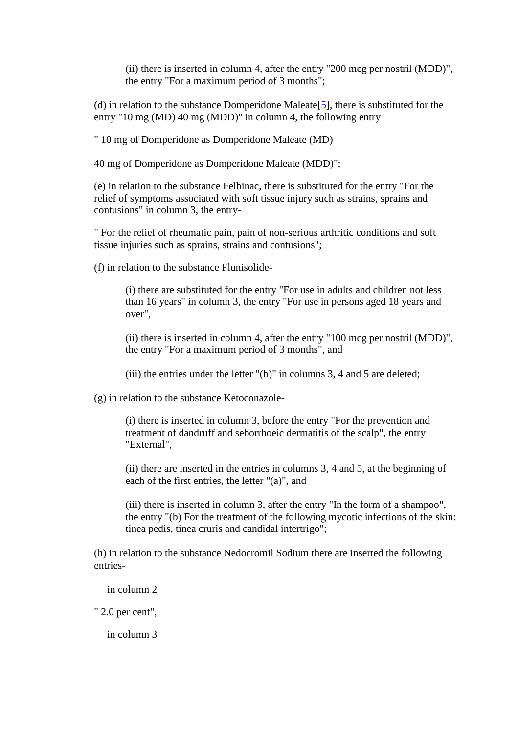(ii) there is inserted in column 4, after the entry "200 mcg per nostril (MDD)", the entry "For a maximum period of 3 months";

(d) in relation to the substance Domperidone Maleate[5], there is substituted for the entry "10 mg (MD) 40 mg (MDD)" in column 4, the following entry

" 10 mg of Domperidone as Domperidone Maleate (MD)

40 mg of Domperidone as Domperidone Maleate (MDD)";

(e) in relation to the substance Felbinac, there is substituted for the entry "For the relief of symptoms associated with soft tissue injury such as strains, sprains and contusions" in column 3, the entry-

" For the relief of rheumatic pain, pain of non-serious arthritic conditions and soft tissue injuries such as sprains, strains and contusions";

(f) in relation to the substance Flunisolide-

(i) there are substituted for the entry "For use in adults and children not less than 16 years" in column 3, the entry "For use in persons aged 18 years and over",

(ii) there is inserted in column 4, after the entry "100 mcg per nostril (MDD)", the entry "For a maximum period of 3 months", and

(iii) the entries under the letter "(b)" in columns 3, 4 and 5 are deleted;

(g) in relation to the substance Ketoconazole-

(i) there is inserted in column 3, before the entry "For the prevention and treatment of dandruff and seborrhoeic dermatitis of the scalp", the entry "External",

(ii) there are inserted in the entries in columns 3, 4 and 5, at the beginning of each of the first entries, the letter "(a)", and

(iii) there is inserted in column 3, after the entry "In the form of a shampoo", the entry "(b) For the treatment of the following mycotic infections of the skin: tinea pedis, tinea cruris and candidal intertrigo";

(h) in relation to the substance Nedocromil Sodium there are inserted the following entries-

in column 2

" 2.0 per cent",

in column 3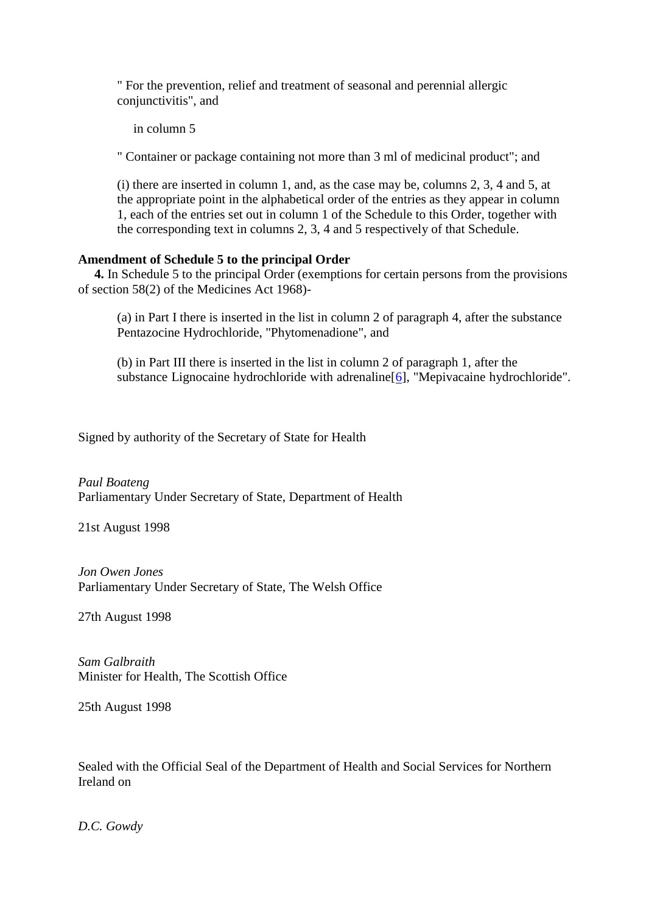" For the prevention, relief and treatment of seasonal and perennial allergic conjunctivitis", and

in column 5

" Container or package containing not more than 3 ml of medicinal product"; and

(i) there are inserted in column 1, and, as the case may be, columns 2, 3, 4 and 5, at the appropriate point in the alphabetical order of the entries as they appear in column 1, each of the entries set out in column 1 of the Schedule to this Order, together with the corresponding text in columns 2, 3, 4 and 5 respectively of that Schedule.

**Amendment of Schedule 5 to the principal Order**

**4.** In Schedule 5 to the principal Order (exemptions for certain persons from the provisions of section 58(2) of the Medicines Act 1968)-

(a) in Part I there is inserted in the list in column 2 of paragraph 4, after the substance Pentazocine Hydrochloride, "Phytomenadione", and

(b) in Part III there is inserted in the list in column 2 of paragraph 1, after the substance Lignocaine hydrochloride with adrenaline[6], "Mepivacaine hydrochloride".

Signed by authority of the Secretary of State for Health

*Paul Boateng*
Parliamentary Under Secretary of State, Department of Health

21st August 1998

*Jon Owen Jones*
Parliamentary Under Secretary of State, The Welsh Office

27th August 1998

*Sam Galbraith*
Minister for Health, The Scottish Office

25th August 1998

Sealed with the Official Seal of the Department of Health and Social Services for Northern Ireland on

*D.C. Gowdy*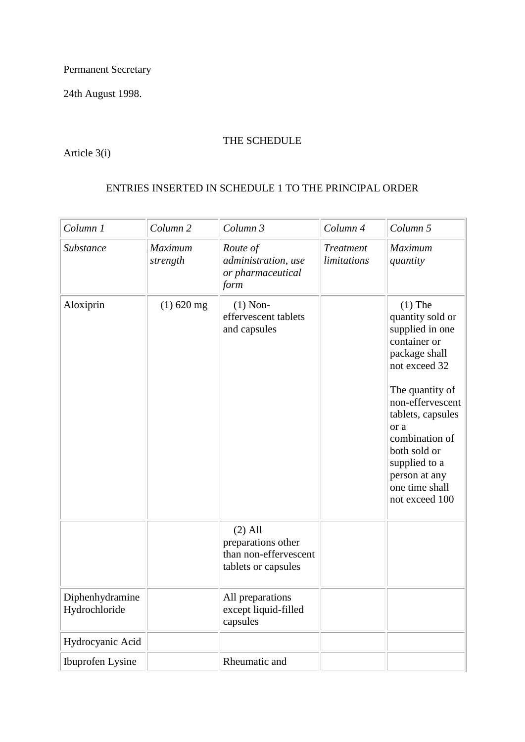Permanent Secretary

24th August 1998.

THE SCHEDULE

Article 3(i)

ENTRIES INSERTED IN SCHEDULE 1 TO THE PRINCIPAL ORDER

| *Column 1* | *Column 2* | *Column 3* | *Column 4* | *Column 5* |
|---|---|---|---|---|
| *Substance* | *Maximum strength* | *Route of administration, use or pharmaceutical form* | *Treatment limitations* | *Maximum quantity* |
| Aloxiprin | (1) 620 mg | (1) Non-effervescent tablets and capsules | | (1) The quantity sold or supplied in one container or package shall not exceed 32<br><br>The quantity of non-effervescent tablets, capsules or a combination of both sold or supplied to a person at any one time shall not exceed 100 |
| | | (2) All preparations other than non-effervescent tablets or capsules | | |
| Diphenhydramine Hydrochloride | | All preparations except liquid-filled capsules | | |
| Hydrocyanic Acid | | | | |
| Ibuprofen Lysine | | Rheumatic and | | |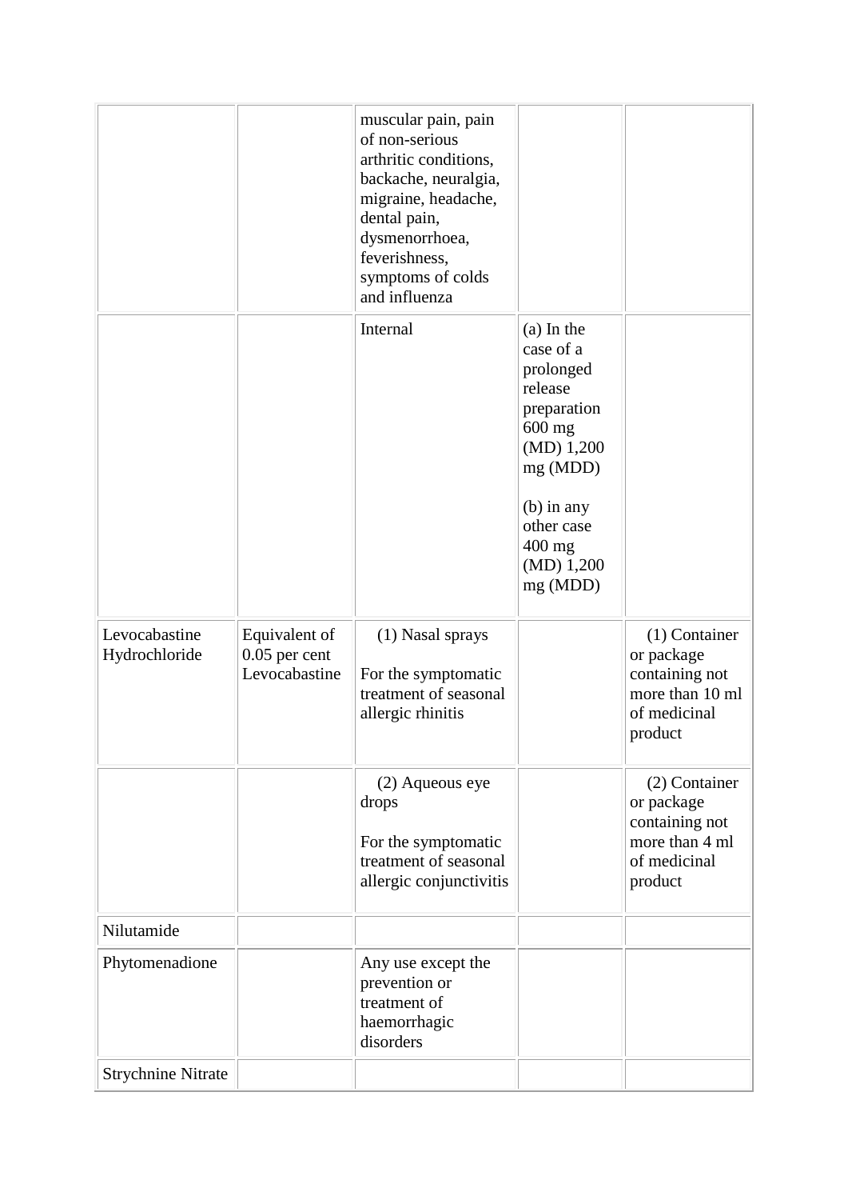| | | | | |
|---|---|---|---|---|
| | | muscular pain, pain of non-serious arthritic conditions, backache, neuralgia, migraine, headache, dental pain, dysmenorrhoea, feverishness, symptoms of colds and influenza | | |
| | | Internal | (a) In the case of a prolonged release preparation 600 mg (MD) 1,200 mg (MDD)<br><br>(b) in any other case 400 mg (MD) 1,200 mg (MDD) | |
| Levocabastine Hydrochloride | Equivalent of 0.05 per cent Levocabastine | (1) Nasal sprays<br><br>For the symptomatic treatment of seasonal allergic rhinitis | | (1) Container or package containing not more than 10 ml of medicinal product |
| | | (2) Aqueous eye drops<br><br>For the symptomatic treatment of seasonal allergic conjunctivitis | | (2) Container or package containing not more than 4 ml of medicinal product |
| Nilutamide | | | | |
| Phytomenadione | | Any use except the prevention or treatment of haemorrhagic disorders | | |
| Strychnine Nitrate | | | | |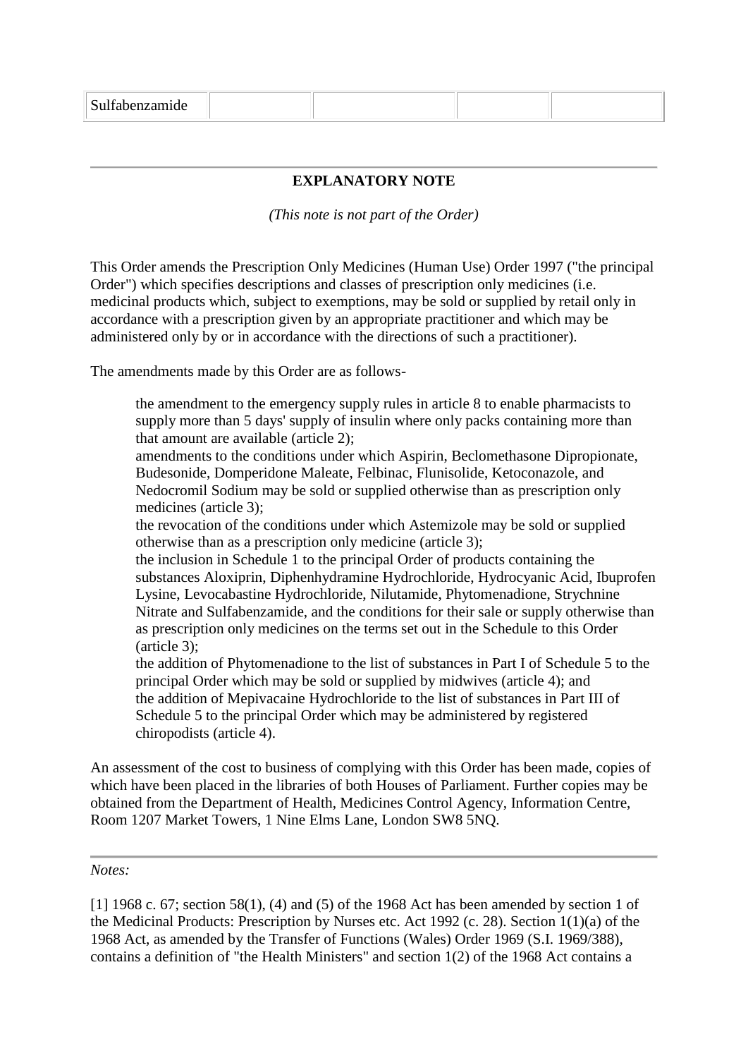| Sulfabenzamide | | | | |
|---|---|---|---|---|

---

**EXPLANATORY NOTE**

*(This note is not part of the Order)*

This Order amends the Prescription Only Medicines (Human Use) Order 1997 ("the principal Order") which specifies descriptions and classes of prescription only medicines (i.e. medicinal products which, subject to exemptions, may be sold or supplied by retail only in accordance with a prescription given by an appropriate practitioner and which may be administered only by or in accordance with the directions of such a practitioner).

The amendments made by this Order are as follows-

> the amendment to the emergency supply rules in article 8 to enable pharmacists to supply more than 5 days' supply of insulin where only packs containing more than that amount are available (article 2);
> amendments to the conditions under which Aspirin, Beclomethasone Dipropionate, Budesonide, Domperidone Maleate, Felbinac, Flunisolide, Ketoconazole, and Nedocromil Sodium may be sold or supplied otherwise than as prescription only medicines (article 3);
> the revocation of the conditions under which Astemizole may be sold or supplied otherwise than as a prescription only medicine (article 3);
> the inclusion in Schedule 1 to the principal Order of products containing the substances Aloxiprin, Diphenhydramine Hydrochloride, Hydrocyanic Acid, Ibuprofen Lysine, Levocabastine Hydrochloride, Nilutamide, Phytomenadione, Strychnine Nitrate and Sulfabenzamide, and the conditions for their sale or supply otherwise than as prescription only medicines on the terms set out in the Schedule to this Order (article 3);
> the addition of Phytomenadione to the list of substances in Part I of Schedule 5 to the principal Order which may be sold or supplied by midwives (article 4); and
> the addition of Mepivacaine Hydrochloride to the list of substances in Part III of Schedule 5 to the principal Order which may be administered by registered chiropodists (article 4).

An assessment of the cost to business of complying with this Order has been made, copies of which have been placed in the libraries of both Houses of Parliament. Further copies may be obtained from the Department of Health, Medicines Control Agency, Information Centre, Room 1207 Market Towers, 1 Nine Elms Lane, London SW8 5NQ.

---

*Notes:*

[1] 1968 c. 67; section 58(1), (4) and (5) of the 1968 Act has been amended by section 1 of the Medicinal Products: Prescription by Nurses etc. Act 1992 (c. 28). Section 1(1)(a) of the 1968 Act, as amended by the Transfer of Functions (Wales) Order 1969 (S.I. 1969/388), contains a definition of "the Health Ministers" and section 1(2) of the 1968 Act contains a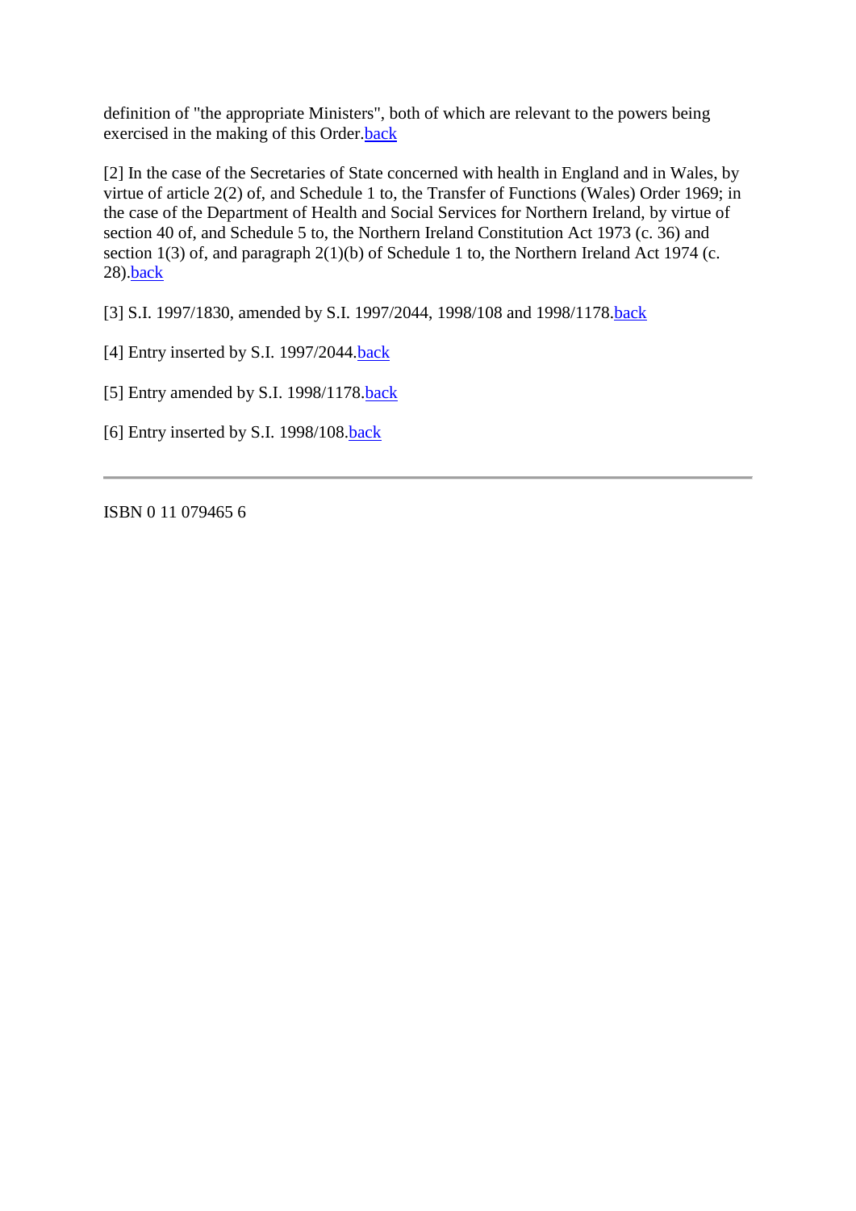definition of "the appropriate Ministers", both of which are relevant to the powers being exercised in the making of this Order.back

[2] In the case of the Secretaries of State concerned with health in England and in Wales, by virtue of article 2(2) of, and Schedule 1 to, the Transfer of Functions (Wales) Order 1969; in the case of the Department of Health and Social Services for Northern Ireland, by virtue of section 40 of, and Schedule 5 to, the Northern Ireland Constitution Act 1973 (c. 36) and section 1(3) of, and paragraph 2(1)(b) of Schedule 1 to, the Northern Ireland Act 1974 (c. 28).back

[3] S.I. 1997/1830, amended by S.I. 1997/2044, 1998/108 and 1998/1178.back

[4] Entry inserted by S.I. 1997/2044.back

[5] Entry amended by S.I. 1998/1178.back

[6] Entry inserted by S.I. 1998/108.back

---

ISBN 0 11 079465 6